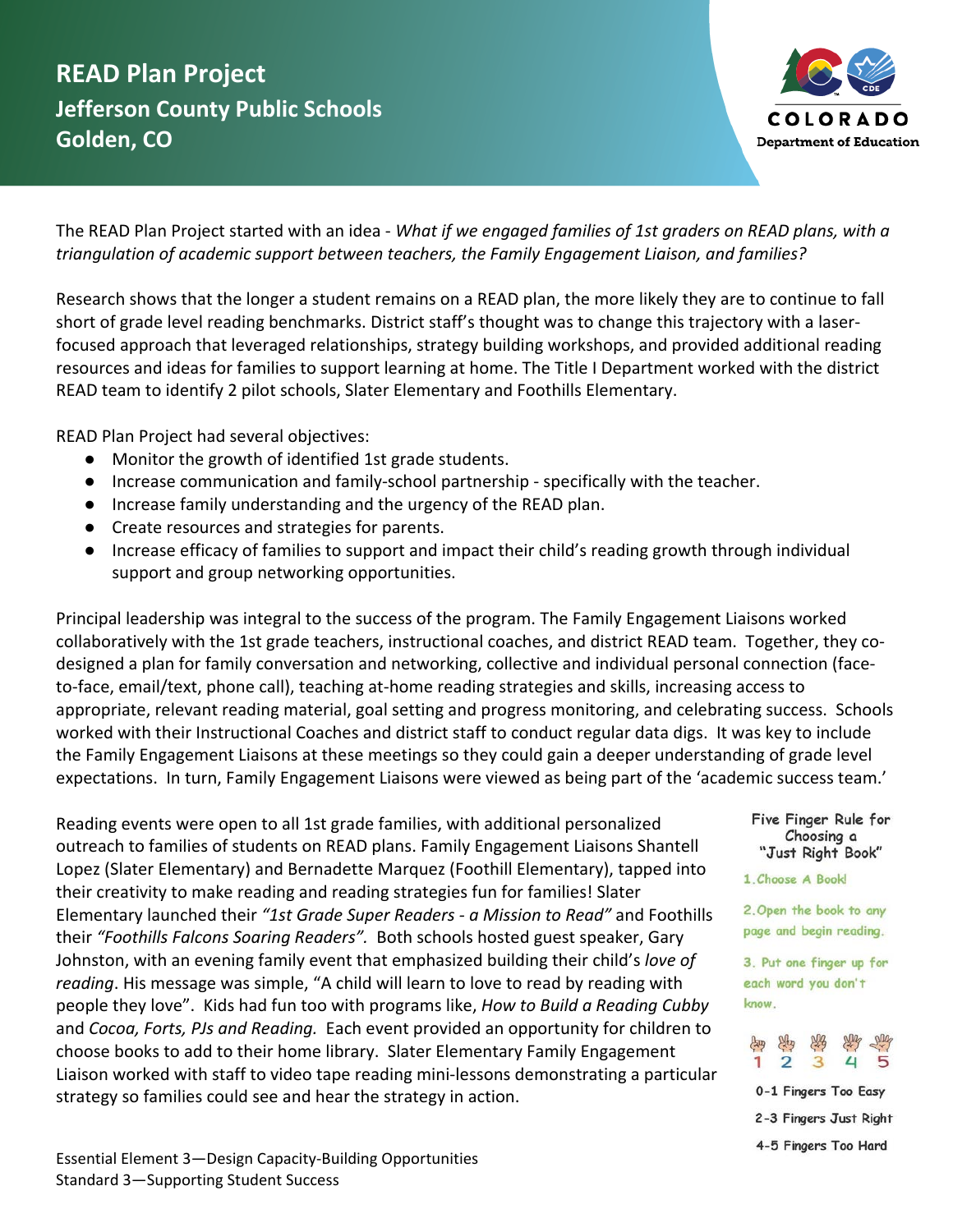# READ Plan Project
## Jefferson County Public Schools
## Golden, CO

COLORADO
Department of Education

The READ Plan Project started with an idea - *What if we engaged families of 1st graders on READ plans, with a triangulation of academic support between teachers, the Family Engagement Liaison, and families?*

Research shows that the longer a student remains on a READ plan, the more likely they are to continue to fall short of grade level reading benchmarks. District staff's thought was to change this trajectory with a laser-focused approach that leveraged relationships, strategy building workshops, and provided additional reading resources and ideas for families to support learning at home. The Title I Department worked with the district READ team to identify 2 pilot schools, Slater Elementary and Foothills Elementary.

READ Plan Project had several objectives:

- Monitor the growth of identified 1st grade students.
- Increase communication and family-school partnership - specifically with the teacher.
- Increase family understanding and the urgency of the READ plan.
- Create resources and strategies for parents.
- Increase efficacy of families to support and impact their child's reading growth through individual support and group networking opportunities.

Principal leadership was integral to the success of the program. The Family Engagement Liaisons worked collaboratively with the 1st grade teachers, instructional coaches, and district READ team. Together, they co-designed a plan for family conversation and networking, collective and individual personal connection (face-to-face, email/text, phone call), teaching at-home reading strategies and skills, increasing access to appropriate, relevant reading material, goal setting and progress monitoring, and celebrating success. Schools worked with their Instructional Coaches and district staff to conduct regular data digs. It was key to include the Family Engagement Liaisons at these meetings so they could gain a deeper understanding of grade level expectations. In turn, Family Engagement Liaisons were viewed as being part of the 'academic success team.'

Reading events were open to all 1st grade families, with additional personalized outreach to families of students on READ plans. Family Engagement Liaisons Shantell Lopez (Slater Elementary) and Bernadette Marquez (Foothill Elementary), tapped into their creativity to make reading and reading strategies fun for families! Slater Elementary launched their *"1st Grade Super Readers - a Mission to Read"* and Foothills their *"Foothills Falcons Soaring Readers"*. Both schools hosted guest speaker, Gary Johnston, with an evening family event that emphasized building their child's *love of reading*. His message was simple, "A child will learn to love to read by reading with people they love". Kids had fun too with programs like, *How to Build a Reading Cubby* and *Cocoa, Forts, PJs and Reading.* Each event provided an opportunity for children to choose books to add to their home library. Slater Elementary Family Engagement Liaison worked with staff to video tape reading mini-lessons demonstrating a particular strategy so families could see and hear the strategy in action.

**Five Finger Rule for Choosing a "Just Right Book"**

1. Choose A Book!
2. Open the book to any page and begin reading.
3. Put one finger up for each word you don't know.

1 2 3 4 5

- 0-1 Fingers Too Easy
- 2-3 Fingers Just Right
- 4-5 Fingers Too Hard

Essential Element 3—Design Capacity-Building Opportunities
Standard 3—Supporting Student Success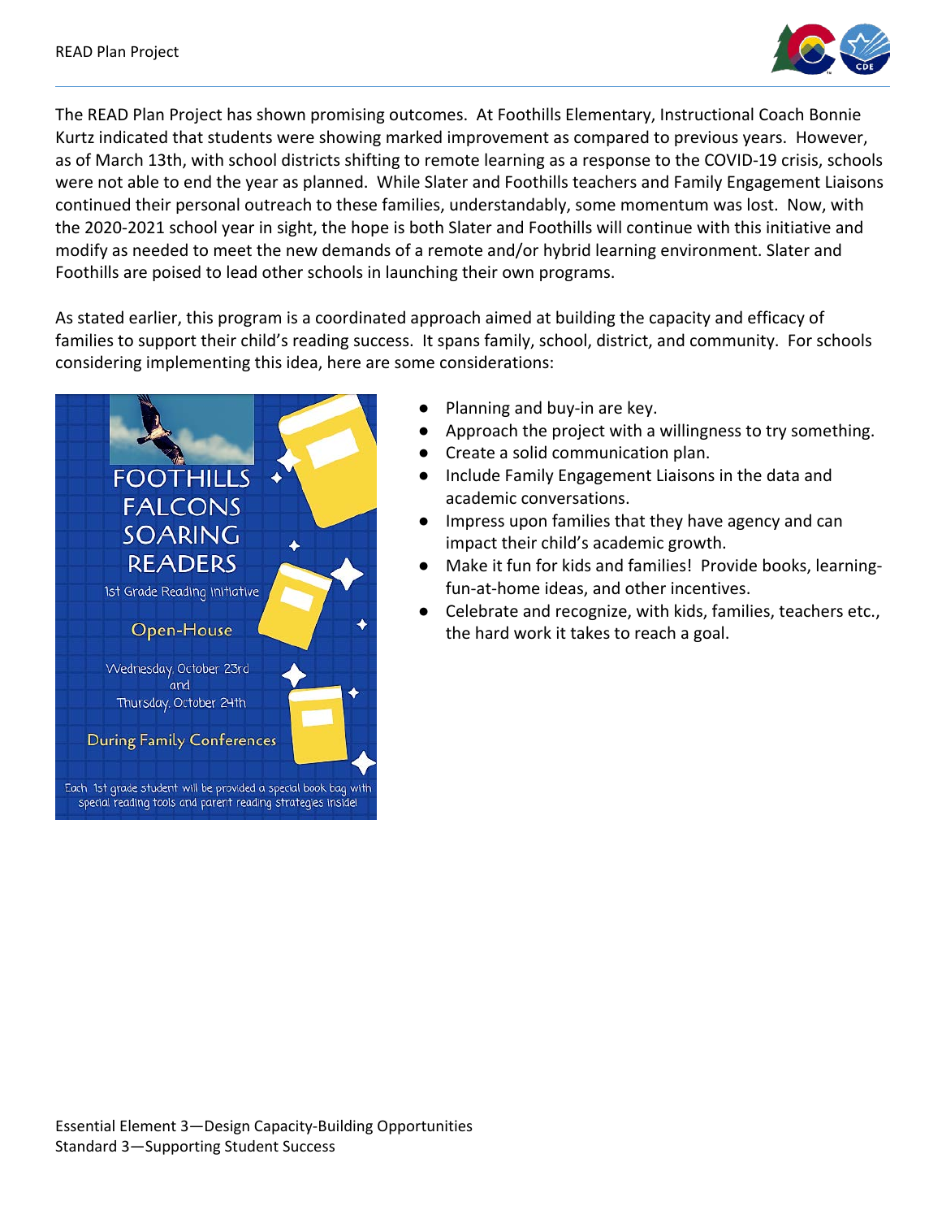The READ Plan Project has shown promising outcomes. At Foothills Elementary, Instructional Coach Bonnie Kurtz indicated that students were showing marked improvement as compared to previous years. However, as of March 13th, with school districts shifting to remote learning as a response to the COVID-19 crisis, schools were not able to end the year as planned. While Slater and Foothills teachers and Family Engagement Liaisons continued their personal outreach to these families, understandably, some momentum was lost. Now, with the 2020-2021 school year in sight, the hope is both Slater and Foothills will continue with this initiative and modify as needed to meet the new demands of a remote and/or hybrid learning environment. Slater and Foothills are poised to lead other schools in launching their own programs.

As stated earlier, this program is a coordinated approach aimed at building the capacity and efficacy of families to support their child's reading success. It spans family, school, district, and community. For schools considering implementing this idea, here are some considerations:

FOOTHILLS FALCONS SOARING READERS

1st Grade Reading Initiative

Open-House

Wednesday, October 23rd and Thursday, October 24th

During Family Conferences

Each 1st grade student will be provided a special book bag with special reading tools and parent reading strategies inside!

- Planning and buy-in are key.
- Approach the project with a willingness to try something.
- Create a solid communication plan.
- Include Family Engagement Liaisons in the data and academic conversations.
- Impress upon families that they have agency and can impact their child's academic growth.
- Make it fun for kids and families! Provide books, learning-fun-at-home ideas, and other incentives.
- Celebrate and recognize, with kids, families, teachers etc., the hard work it takes to reach a goal.

Essential Element 3—Design Capacity-Building Opportunities
Standard 3—Supporting Student Success